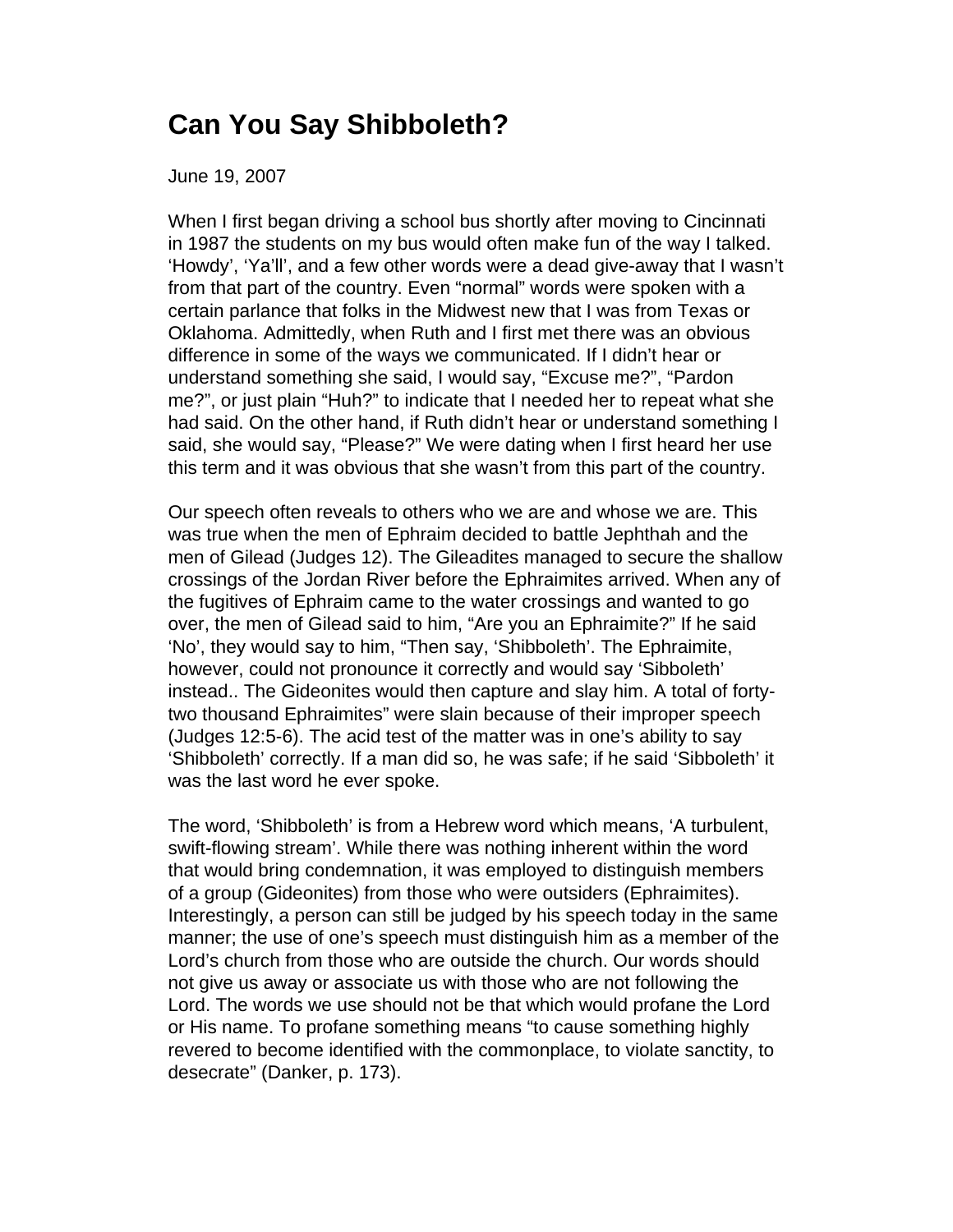# Can You Say Shibboleth?

June 19, 2007

When I first began driving a school bus shortly after moving to Cincinnati in 1987 the students on my bus would often make fun of the way I talked. 'Howdy', 'Ya'll', and a few other words were a dead give-away that I wasn't from that part of the country. Even "normal" words were spoken with a certain parlance that folks in the Midwest new that I was from Texas or Oklahoma. Admittedly, when Ruth and I first met there was an obvious difference in some of the ways we communicated. If I didn't hear or understand something she said, I would say, "Excuse me?", "Pardon me?", or just plain "Huh?" to indicate that I needed her to repeat what she had said. On the other hand, if Ruth didn't hear or understand something I said, she would say, "Please?" We were dating when I first heard her use this term and it was obvious that she wasn't from this part of the country.

Our speech often reveals to others who we are and whose we are. This was true when the men of Ephraim decided to battle Jephthah and the men of Gilead (Judges 12). The Gileadites managed to secure the shallow crossings of the Jordan River before the Ephraimites arrived. When any of the fugitives of Ephraim came to the water crossings and wanted to go over, the men of Gilead said to him, "Are you an Ephraimite?" If he said 'No', they would say to him, "Then say, 'Shibboleth'. The Ephraimite, however, could not pronounce it correctly and would say 'Sibboleth' instead.. The Gideonites would then capture and slay him. A total of forty-two thousand Ephraimites" were slain because of their improper speech (Judges 12:5-6). The acid test of the matter was in one's ability to say 'Shibboleth' correctly. If a man did so, he was safe; if he said 'Sibboleth' it was the last word he ever spoke.

The word, 'Shibboleth' is from a Hebrew word which means, 'A turbulent, swift-flowing stream'. While there was nothing inherent within the word that would bring condemnation, it was employed to distinguish members of a group (Gideonites) from those who were outsiders (Ephraimites). Interestingly, a person can still be judged by his speech today in the same manner; the use of one's speech must distinguish him as a member of the Lord's church from those who are outside the church. Our words should not give us away or associate us with those who are not following the Lord. The words we use should not be that which would profane the Lord or His name. To profane something means "to cause something highly revered to become identified with the commonplace, to violate sanctity, to desecrate" (Danker, p. 173).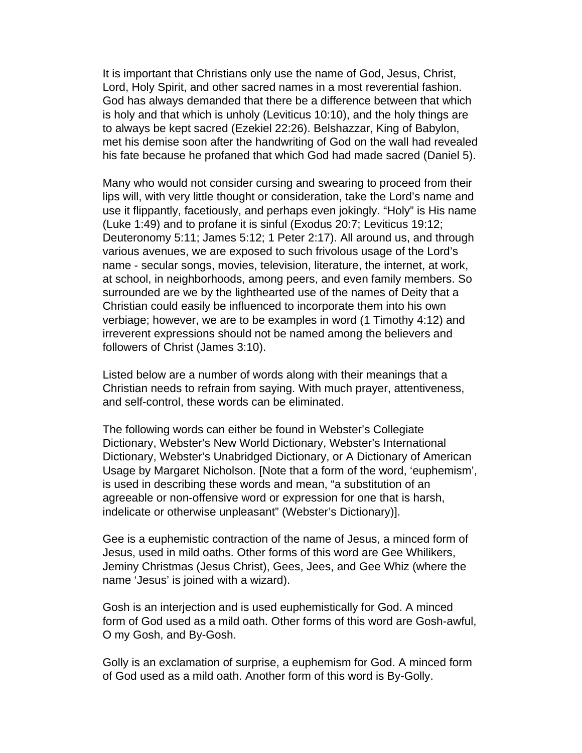It is important that Christians only use the name of God, Jesus, Christ, Lord, Holy Spirit, and other sacred names in a most reverential fashion. God has always demanded that there be a difference between that which is holy and that which is unholy (Leviticus 10:10), and the holy things are to always be kept sacred (Ezekiel 22:26). Belshazzar, King of Babylon, met his demise soon after the handwriting of God on the wall had revealed his fate because he profaned that which God had made sacred (Daniel 5).

Many who would not consider cursing and swearing to proceed from their lips will, with very little thought or consideration, take the Lord's name and use it flippantly, facetiously, and perhaps even jokingly. "Holy" is His name (Luke 1:49) and to profane it is sinful (Exodus 20:7; Leviticus 19:12; Deuteronomy 5:11; James 5:12; 1 Peter 2:17). All around us, and through various avenues, we are exposed to such frivolous usage of the Lord's name - secular songs, movies, television, literature, the internet, at work, at school, in neighborhoods, among peers, and even family members. So surrounded are we by the lighthearted use of the names of Deity that a Christian could easily be influenced to incorporate them into his own verbiage; however, we are to be examples in word (1 Timothy 4:12) and irreverent expressions should not be named among the believers and followers of Christ (James 3:10).

Listed below are a number of words along with their meanings that a Christian needs to refrain from saying. With much prayer, attentiveness, and self-control, these words can be eliminated.

The following words can either be found in Webster's Collegiate Dictionary, Webster's New World Dictionary, Webster's International Dictionary, Webster's Unabridged Dictionary, or A Dictionary of American Usage by Margaret Nicholson. [Note that a form of the word, 'euphemism', is used in describing these words and mean, "a substitution of an agreeable or non-offensive word or expression for one that is harsh, indelicate or otherwise unpleasant" (Webster's Dictionary)].

Gee is a euphemistic contraction of the name of Jesus, a minced form of Jesus, used in mild oaths. Other forms of this word are Gee Whilikers, Jeminy Christmas (Jesus Christ), Gees, Jees, and Gee Whiz (where the name 'Jesus' is joined with a wizard).

Gosh is an interjection and is used euphemistically for God. A minced form of God used as a mild oath. Other forms of this word are Gosh-awful, O my Gosh, and By-Gosh.

Golly is an exclamation of surprise, a euphemism for God. A minced form of God used as a mild oath. Another form of this word is By-Golly.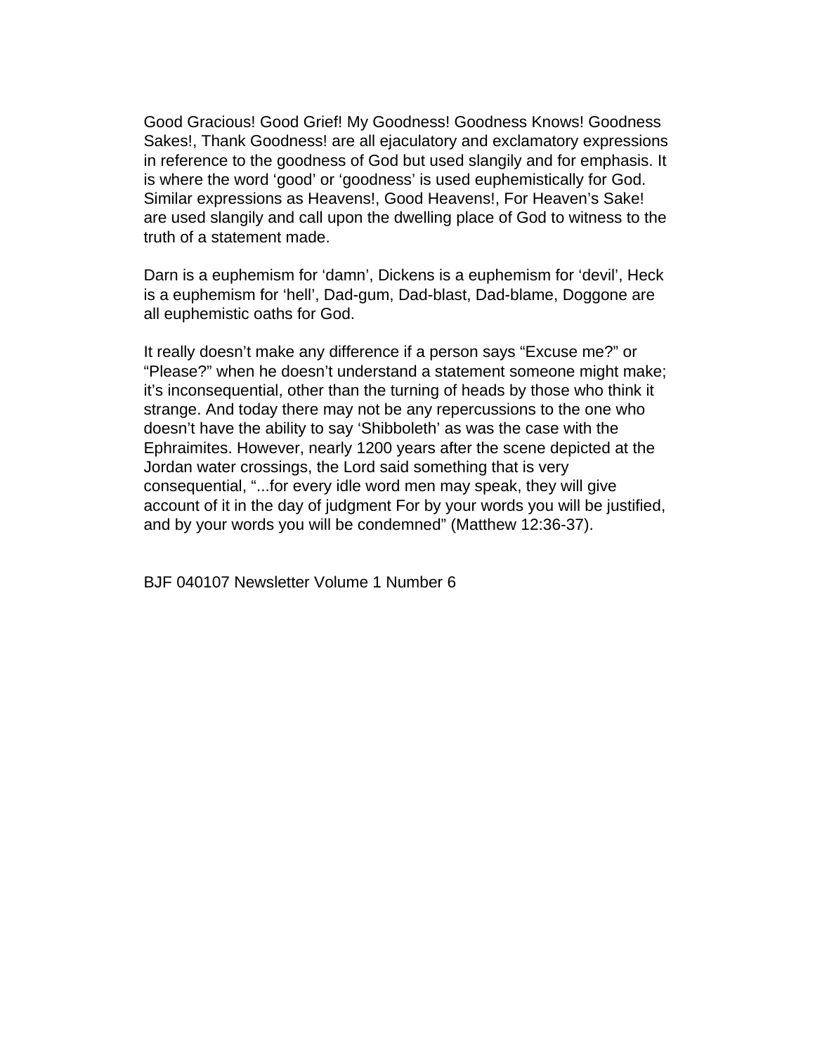Good Gracious! Good Grief! My Goodness! Goodness Knows! Goodness Sakes!, Thank Goodness! are all ejaculatory and exclamatory expressions in reference to the goodness of God but used slangily and for emphasis. It is where the word ‘good’ or ‘goodness’ is used euphemistically for God. Similar expressions as Heavens!, Good Heavens!, For Heaven’s Sake! are used slangily and call upon the dwelling place of God to witness to the truth of a statement made.

Darn is a euphemism for ‘damn’, Dickens is a euphemism for ‘devil’, Heck is a euphemism for ‘hell’, Dad-gum, Dad-blast, Dad-blame, Doggone are all euphemistic oaths for God.

It really doesn’t make any difference if a person says “Excuse me?” or “Please?” when he doesn’t understand a statement someone might make; it’s inconsequential, other than the turning of heads by those who think it strange. And today there may not be any repercussions to the one who doesn’t have the ability to say ‘Shibboleth’ as was the case with the Ephraimites. However, nearly 1200 years after the scene depicted at the Jordan water crossings, the Lord said something that is very consequential, “...for every idle word men may speak, they will give account of it in the day of judgment For by your words you will be justified, and by your words you will be condemned” (Matthew 12:36-37).

BJF 040107 Newsletter Volume 1 Number 6